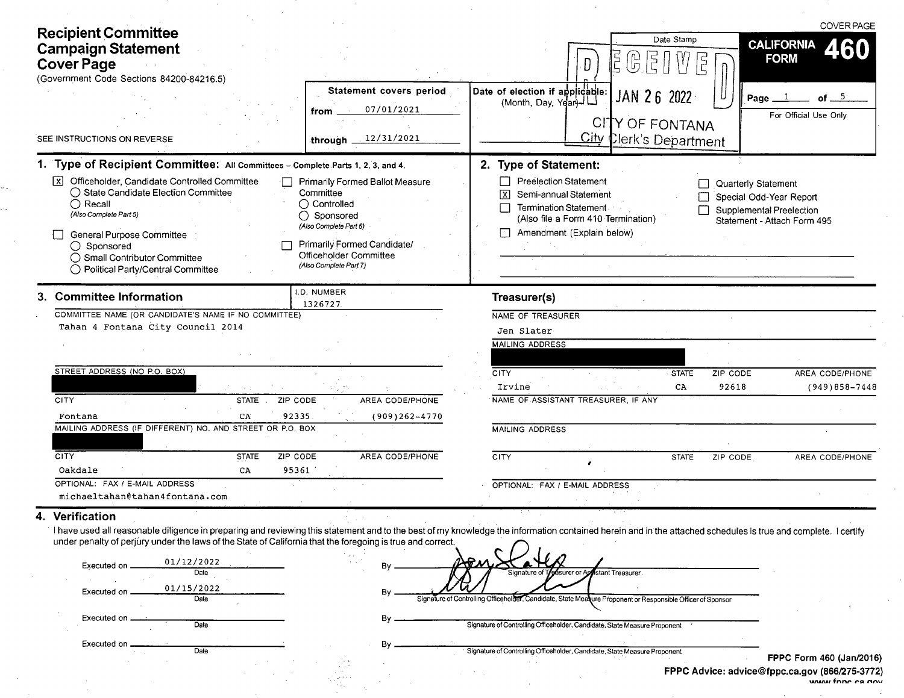COVER PAGE

# Recipient Committee Campaign Statement Cover Page

(Government Code Sections 84200-84216.5)

SEE INSTRUCTIONS ON REVERSE

**Statement covers period**

from 07/01/2021

through 12/31/2021

Date of election if applicable: (Month, Day, Year)

Date Stamp

RECEIVED JAN 26 2022 CITY OF FONTANA City Clerk's Department

**CALIFORNIA FORM 460**

Page 1 of 5

For Official Use Only

## 1. Type of Recipient Committee: All Committees – Complete Parts 1, 2, 3, and 4.

- [X] Officeholder, Candidate Controlled Committee
  - ○ State Candidate Election Committee
  - ○ Recall
  - *(Also Complete Part 5)*
- [ ] General Purpose Committee
  - ○ Sponsored
  - ○ Small Contributor Committee
  - ○ Political Party/Central Committee
- [ ] Primarily Formed Ballot Measure Committee
  - ○ Controlled
  - ○ Sponsored
  - *(Also Complete Part 6)*
- [ ] Primarily Formed Candidate/Officeholder Committee
  - *(Also Complete Part 7)*

## 2. Type of Statement:

- [ ] Preelection Statement
- [X] Semi-annual Statement
- [ ] Termination Statement (Also file a Form 410 Termination)
- [ ] Amendment (Explain below)
- [ ] Quarterly Statement
- [ ] Special Odd-Year Report
- [ ] Supplemental Preelection Statement - Attach Form 495

## 3. Committee Information

I.D. NUMBER: 1326727

COMMITTEE NAME (OR CANDIDATE'S NAME IF NO COMMITTEE): Tahan 4 Fontana City Council 2014

STREET ADDRESS (NO P.O. BOX): [REDACTED]

| CITY | STATE | ZIP CODE | AREA CODE/PHONE |
|---|---|---|---|
| Fontana | CA | 92335 | (909)262-4770 |

MAILING ADDRESS (IF DIFFERENT) NO. AND STREET OR P.O. BOX: [REDACTED]

| CITY | STATE | ZIP CODE | AREA CODE/PHONE |
|---|---|---|---|
| Oakdale | CA | 95361 | |

OPTIONAL: FAX / E-MAIL ADDRESS: michaeltahan@tahan4fontana.com

### Treasurer(s)

NAME OF TREASURER: Jen Slater

MAILING ADDRESS: [REDACTED]

| CITY | STATE | ZIP CODE | AREA CODE/PHONE |
|---|---|---|---|
| Irvine | CA | 92618 | (949)858-7448 |

NAME OF ASSISTANT TREASURER, IF ANY:

MAILING ADDRESS:

| CITY | STATE | ZIP CODE | AREA CODE/PHONE |
|---|---|---|---|
| | | | |

OPTIONAL: FAX / E-MAIL ADDRESS:

## 4. Verification

I have used all reasonable diligence in preparing and reviewing this statement and to the best of my knowledge the information contained herein and in the attached schedules is true and complete. I certify under penalty of perjury under the laws of the State of California that the foregoing is true and correct.

Executed on 01/12/2022 (Date) By [signature] Signature of Treasurer or Assistant Treasurer

Executed on 01/15/2022 (Date) By [signature] Signature of Controlling Officeholder, Candidate, State Measure Proponent or Responsible Officer of Sponsor

Executed on ______ (Date) By ______ Signature of Controlling Officeholder, Candidate, State Measure Proponent

Executed on ______ (Date) By ______ Signature of Controlling Officeholder, Candidate, State Measure Proponent

FPPC Form 460 (Jan/2016)

FPPC Advice: advice@fppc.ca.gov (866/275-3772) www.fppc.ca.gov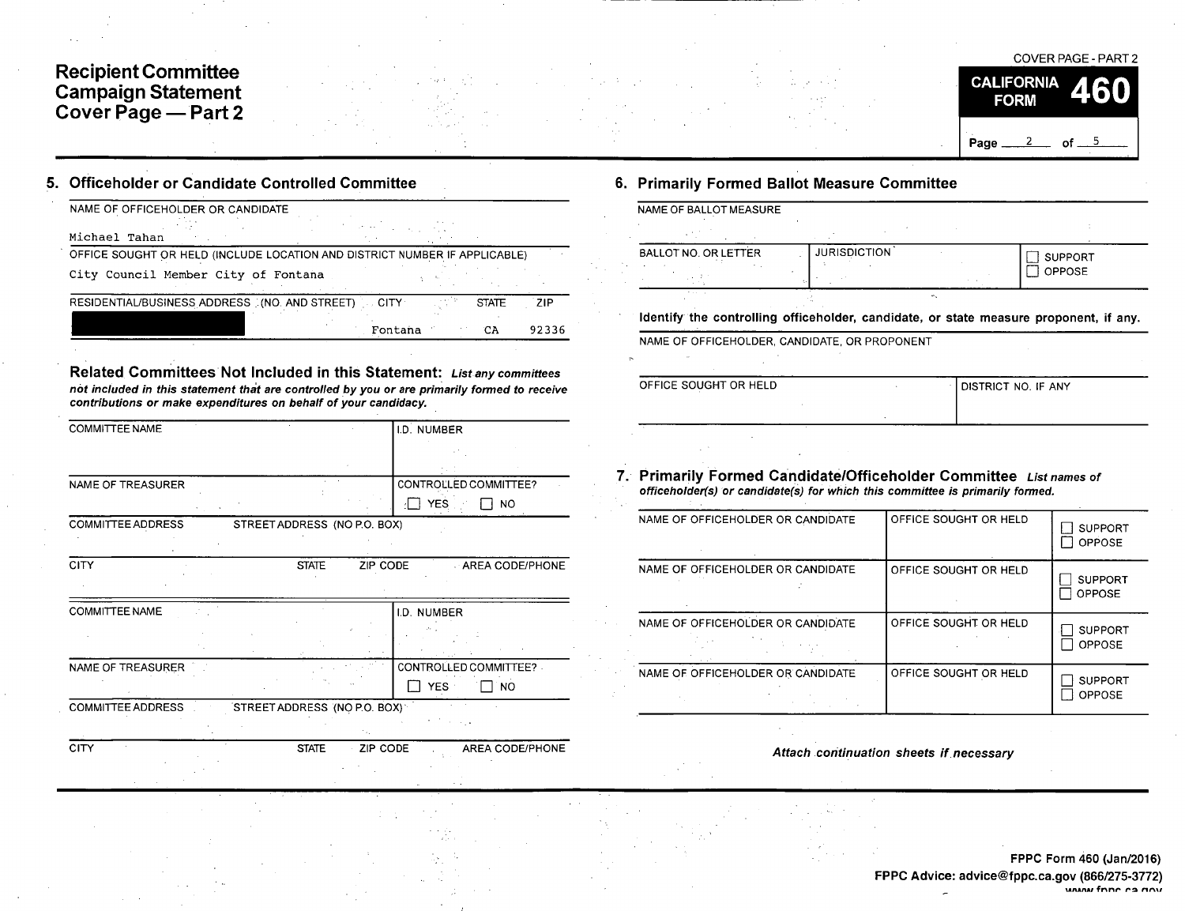# Recipient Committee Campaign Statement Cover Page — Part 2

COVER PAGE - PART 2

**CALIFORNIA FORM 460**

## 5. Officeholder or Candidate Controlled Committee

NAME OF OFFICEHOLDER OR CANDIDATE

Michael Tahan

OFFICE SOUGHT OR HELD (INCLUDE LOCATION AND DISTRICT NUMBER IF APPLICABLE)

City Council Member City of Fontana

| RESIDENTIAL/BUSINESS ADDRESS (NO. AND STREET) | CITY | STATE | ZIP |
|---|---|---|---|
| [REDACTED] | Fontana | CA | 92336 |

### Related Committees Not Included in this Statement:

*List any committees not included in this statement that are controlled by you or are primarily formed to receive contributions or make expenditures on behalf of your candidacy.*

| COMMITTEE NAME | | | I.D. NUMBER |
|---|---|---|---|
| NAME OF TREASURER | | | CONTROLLED COMMITTEE? ☐ YES ☐ NO |
| COMMITTEE ADDRESS | STREET ADDRESS (NO P.O. BOX) | | |
| CITY | STATE | ZIP CODE | AREA CODE/PHONE |

| COMMITTEE NAME | | | I.D. NUMBER |
|---|---|---|---|
| NAME OF TREASURER | | | CONTROLLED COMMITTEE? ☐ YES ☐ NO |
| COMMITTEE ADDRESS | STREET ADDRESS (NO P.O. BOX) | | |
| CITY | STATE | ZIP CODE | AREA CODE/PHONE |

## 6. Primarily Formed Ballot Measure Committee

NAME OF BALLOT MEASURE

| BALLOT NO. OR LETTER | JURISDICTION | ☐ SUPPORT ☐ OPPOSE |
|---|---|---|
| | | |

**Identify the controlling officeholder, candidate, or state measure proponent, if any.**

NAME OF OFFICEHOLDER, CANDIDATE, OR PROPONENT

| OFFICE SOUGHT OR HELD | DISTRICT NO. IF ANY |
|---|---|
| | |

## 7. Primarily Formed Candidate/Officeholder Committee

*List names of officeholder(s) or candidate(s) for which this committee is primarily formed.*

| NAME OF OFFICEHOLDER OR CANDIDATE | OFFICE SOUGHT OR HELD | ☐ SUPPORT ☐ OPPOSE |
|---|---|---|
| NAME OF OFFICEHOLDER OR CANDIDATE | OFFICE SOUGHT OR HELD | ☐ SUPPORT ☐ OPPOSE |
| NAME OF OFFICEHOLDER OR CANDIDATE | OFFICE SOUGHT OR HELD | ☐ SUPPORT ☐ OPPOSE |
| NAME OF OFFICEHOLDER OR CANDIDATE | OFFICE SOUGHT OR HELD | ☐ SUPPORT ☐ OPPOSE |

*Attach continuation sheets if necessary*

FPPC Form 460 (Jan/2016)
FPPC Advice: advice@fppc.ca.gov (866/275-3772)
www.fppc.ca.gov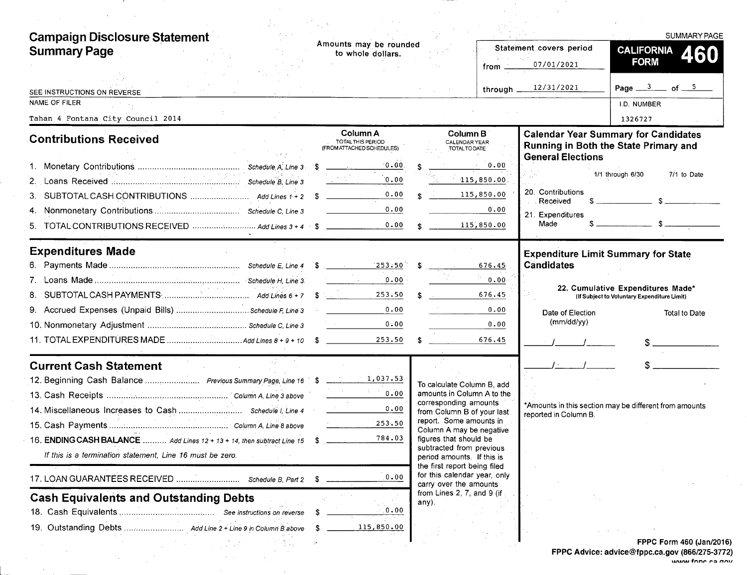# Campaign Disclosure Statement Summary Page

Amounts may be rounded to whole dollars.

SEE INSTRUCTIONS ON REVERSE

| Statement covers period | |
|---|---|
| from | 07/01/2021 |
| through | 12/31/2021 |

**CALIFORNIA FORM 460** — SUMMARY PAGE

NAME OF FILER: Tahan 4 Fontana City Council 2014

I.D. NUMBER: 1326727

## Contributions Received

| | | Column A TOTAL THIS PERIOD (FROM ATTACHED SCHEDULES) | Column B CALENDAR YEAR TOTAL TO DATE |
|---|---|---|---|
| 1. Monetary Contributions | Schedule A, Line 3 | $ 0.00 | $ 0.00 |
| 2. Loans Received | Schedule B, Line 3 | 0.00 | 115,850.00 |
| 3. SUBTOTAL CASH CONTRIBUTIONS | Add Lines 1 + 2 | $ 0.00 | $ 115,850.00 |
| 4. Nonmonetary Contributions | Schedule C, Line 3 | 0.00 | 0.00 |
| 5. TOTAL CONTRIBUTIONS RECEIVED | Add Lines 3 + 4 | $ 0.00 | $ 115,850.00 |

## Expenditures Made

| | | Column A | Column B |
|---|---|---|---|
| 6. Payments Made | Schedule E, Line 4 | $ 253.50 | $ 676.45 |
| 7. Loans Made | Schedule H, Line 3 | 0.00 | 0.00 |
| 8. SUBTOTAL CASH PAYMENTS | Add Lines 6 + 7 | $ 253.50 | $ 676.45 |
| 9. Accrued Expenses (Unpaid Bills) | Schedule F, Line 3 | 0.00 | 0.00 |
| 10. Nonmonetary Adjustment | Schedule C, Line 3 | 0.00 | 0.00 |
| 11. TOTAL EXPENDITURES MADE | Add Lines 8 + 9 + 10 | $ 253.50 | $ 676.45 |

## Current Cash Statement

| | | |
|---|---|---|
| 12. Beginning Cash Balance | Previous Summary Page, Line 16 | $ 1,037.53 |
| 13. Cash Receipts | Column A, Line 3 above | 0.00 |
| 14. Miscellaneous Increases to Cash | Schedule I, Line 4 | 0.00 |
| 15. Cash Payments | Column A, Line 8 above | 253.50 |
| 16. **ENDING CASH BALANCE** | Add Lines 12 + 13 + 14, then subtract Line 15 | $ 784.03 |

*If this is a termination statement, Line 16 must be zero.*

| | | |
|---|---|---|
| 17. LOAN GUARANTEES RECEIVED | Schedule B, Part 2 | $ 0.00 |

To calculate Column B, add amounts in Column A to the corresponding amounts from Column B of your last report. Some amounts in Column A may be negative figures that should be subtracted from previous period amounts. If this is the first report being filed for this calendar year, only carry over the amounts from Lines 2, 7, and 9 (if any).

## Cash Equivalents and Outstanding Debts

| | | |
|---|---|---|
| 18. Cash Equivalents | See instructions on reverse | $ 0.00 |
| 19. Outstanding Debts | Add Line 2 + Line 9 in Column B above | $ 115,850.00 |

## Calendar Year Summary for Candidates Running in Both the State Primary and General Elections

| | 1/1 through 6/30 | 7/1 to Date |
|---|---|---|
| 20. Contributions Received | $ | $ |
| 21. Expenditures Made | $ | $ |

## Expenditure Limit Summary for State Candidates

**22. Cumulative Expenditures Made*** (If Subject to Voluntary Expenditure Limit)

| Date of Election (mm/dd/yy) | Total to Date |
|---|---|
| / / | $ |
| / / | $ |

*Amounts in this section may be different from amounts reported in Column B.

FPPC Form 460 (Jan/2016)
FPPC Advice: advice@fppc.ca.gov (866/275-3772)
www.fppc.ca.gov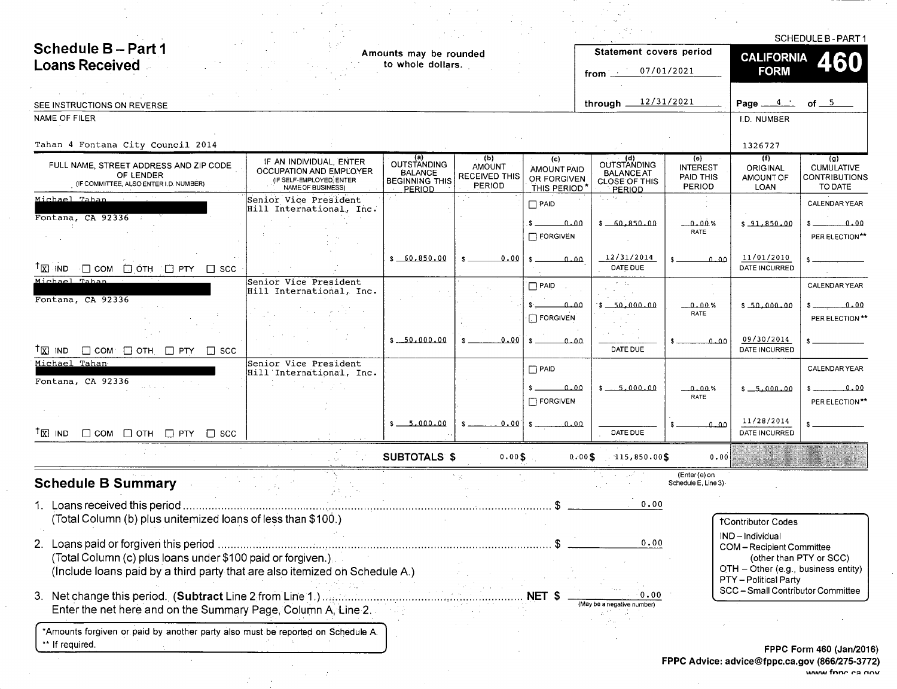# Schedule B – Part 1
## Loans Received

SCHEDULE B - PART 1

Amounts may be rounded to whole dollars.

Statement covers period from 07/01/2021 through 12/31/2021

CALIFORNIA FORM **460**

SEE INSTRUCTIONS ON REVERSE

NAME OF FILER: Tahan 4 Fontana City Council 2014

I.D. NUMBER: 1326727

| FULL NAME, STREET ADDRESS AND ZIP CODE OF LENDER (IF COMMITTEE, ALSO ENTER I.D. NUMBER) | IF AN INDIVIDUAL, ENTER OCCUPATION AND EMPLOYER (IF SELF-EMPLOYED, ENTER NAME OF BUSINESS) | (a) OUTSTANDING BALANCE BEGINNING THIS PERIOD | (b) AMOUNT RECEIVED THIS PERIOD | (c) AMOUNT PAID OR FORGIVEN THIS PERIOD* | (d) OUTSTANDING BALANCE AT CLOSE OF THIS PERIOD | (e) INTEREST PAID THIS PERIOD | (f) ORIGINAL AMOUNT OF LOAN | (g) CUMULATIVE CONTRIBUTIONS TO DATE |
|---|---|---|---|---|---|---|---|---|
| Michael Tahan [redacted] Fontana, CA 92336 †[X] IND [ ] COM [ ] OTH [ ] PTY [ ] SCC | Senior Vice President Hill International, Inc. | $ 60,850.00 | $ 0.00 | [ ] PAID $ 0.00 [ ] FORGIVEN $ 0.00 | $ 60,850.00 12/31/2014 DATE DUE | 0.00 % RATE $ 0.00 | $ 91,850.00 11/01/2010 DATE INCURRED | CALENDAR YEAR $ 0.00 PER ELECTION** $ |
| Michael Tahan [redacted] Fontana, CA 92336 †[X] IND [ ] COM [ ] OTH [ ] PTY [ ] SCC | Senior Vice President Hill International, Inc. | $ 50,000.00 | $ 0.00 | [ ] PAID $ 0.00 [ ] FORGIVEN $ 0.00 | $ 50,000.00 DATE DUE | 0.00 % RATE $ 0.00 | $ 50,000.00 09/30/2014 DATE INCURRED | CALENDAR YEAR $ 0.00 PER ELECTION** $ |
| Michael Tahan [redacted] Fontana, CA 92336 †[X] IND [ ] COM [ ] OTH [ ] PTY [ ] SCC | Senior Vice President Hill International, Inc. | $ 5,000.00 | $ 0.00 | [ ] PAID $ 0.00 [ ] FORGIVEN $ 0.00 | $ 5,000.00 DATE DUE | 0.00 % RATE $ 0.00 | $ 5,000.00 11/28/2014 DATE INCURRED | CALENDAR YEAR $ 0.00 PER ELECTION** $ |
| | SUBTOTALS $ | | 0.00 | 0.00 | 115,850.00 | 0.00 (Enter (e) on Schedule E, Line 3) | | |

## Schedule B Summary

1. Loans received this period .......... $ 0.00
   (Total Column (b) plus unitemized loans of less than $100.)
2. Loans paid or forgiven this period .......... $ 0.00
   (Total Column (c) plus loans under $100 paid or forgiven.)
   (Include loans paid by a third party that are also itemized on Schedule A.)
3. Net change this period. (**Subtract** Line 2 from Line 1.) .......... **NET $** 0.00 (May be a negative number)
   Enter the net here and on the Summary Page, Column A, Line 2.

†Contributor Codes
- IND – Individual
- COM – Recipient Committee (other than PTY or SCC)
- OTH – Other (e.g., business entity)
- PTY – Political Party
- SCC – Small Contributor Committee

*Amounts forgiven or paid by another party also must be reported on Schedule A.
** If required.

FPPC Form 460 (Jan/2016)
FPPC Advice: advice@fppc.ca.gov (866/275-3772)
www.fppc.ca.gov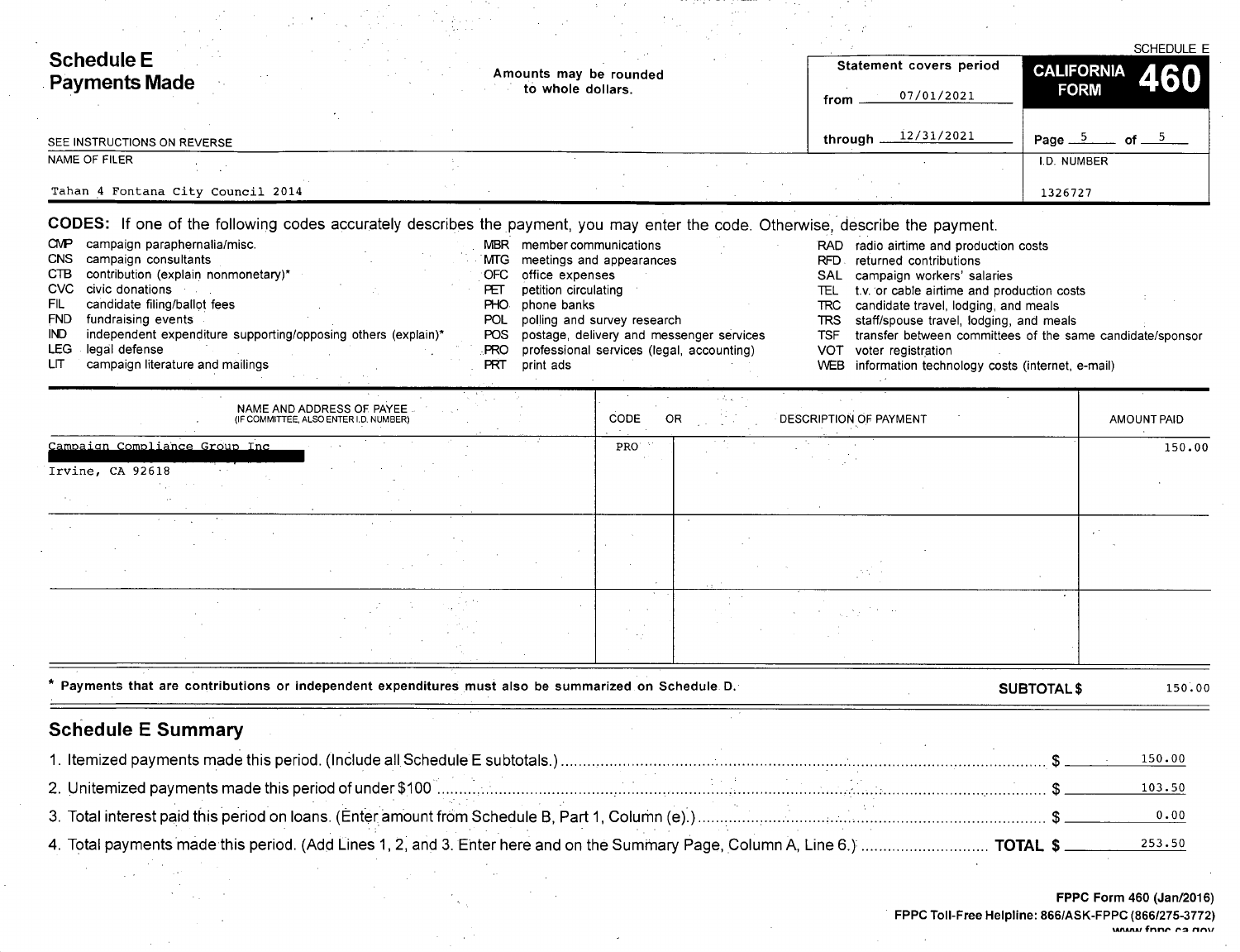# Schedule E
# Payments Made

Amounts may be rounded to whole dollars.

SCHEDULE E

**CALIFORNIA FORM 460**

Statement covers period

from 07/01/2021

through 12/31/2021

SEE INSTRUCTIONS ON REVERSE

NAME OF FILER

Tahan 4 Fontana City Council 2014

I.D. NUMBER

1326727

**CODES:** If one of the following codes accurately describes the payment, you may enter the code. Otherwise, describe the payment.

| | | | | | |
|---|---|---|---|---|---|
| CMP | campaign paraphernalia/misc. | MBR | member communications | RAD | radio airtime and production costs |
| CNS | campaign consultants | MTG | meetings and appearances | RFD | returned contributions |
| CTB | contribution (explain nonmonetary)* | OFC | office expenses | SAL | campaign workers' salaries |
| CVC | civic donations | PET | petition circulating | TEL | t.v. or cable airtime and production costs |
| FIL | candidate filing/ballot fees | PHO | phone banks | TRC | candidate travel, lodging, and meals |
| FND | fundraising events | POL | polling and survey research | TRS | staff/spouse travel, lodging, and meals |
| IND | independent expenditure supporting/opposing others (explain)* | POS | postage, delivery and messenger services | TSF | transfer between committees of the same candidate/sponsor |
| LEG | legal defense | PRO | professional services (legal, accounting) | VOT | voter registration |
| LIT | campaign literature and mailings | PRT | print ads | WEB | information technology costs (internet, e-mail) |

| NAME AND ADDRESS OF PAYEE (IF COMMITTEE, ALSO ENTER I.D. NUMBER) | CODE | OR DESCRIPTION OF PAYMENT | AMOUNT PAID |
|---|---|---|---|
| Campaign Compliance Group Inc<br>[REDACTED]<br>Irvine, CA 92618 | PRO | | 150.00 |
| | | | |
| | | | |

\* Payments that are contributions or independent expenditures must also be summarized on Schedule D.

**SUBTOTAL $** 150.00

## Schedule E Summary

1. Itemized payments made this period. (Include all Schedule E subtotals.) $ 150.00
2. Unitemized payments made this period of under $100 $ 103.50
3. Total interest paid this period on loans. (Enter amount from Schedule B, Part 1, Column (e).) $ 0.00
4. Total payments made this period. (Add Lines 1, 2, and 3. Enter here and on the Summary Page, Column A, Line 6.) **TOTAL $** 253.50

FPPC Form 460 (Jan/2016)
FPPC Toll-Free Helpline: 866/ASK-FPPC (866/275-3772)
www.fppc.ca.gov